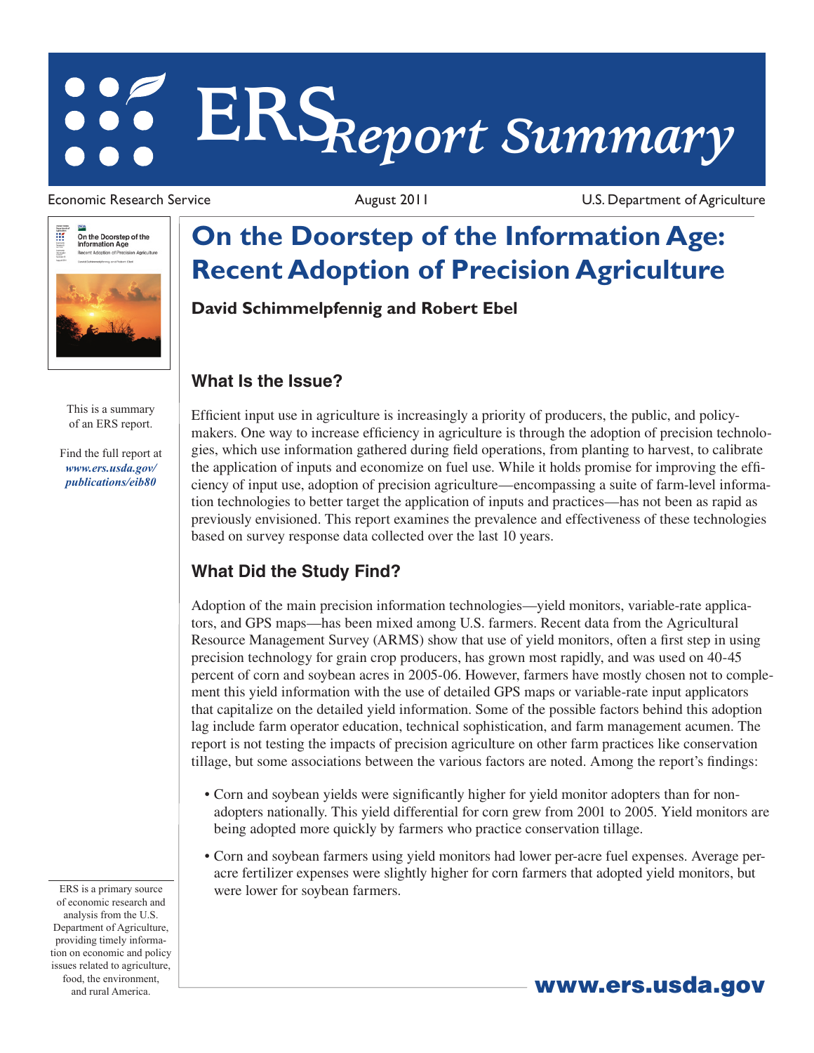# ERS Report Summary

Economic Research Service | August 2011 | U.S. Department of Agriculture

# On the Doorstep of the Information Age: Recent Adoption of Precision Agriculture

**David Schimmelpfennig and Robert Ebel**

This is a summary of an ERS report.

Find the full report at *www.ers.usda.gov/publications/eib80*

## What Is the Issue?

Efficient input use in agriculture is increasingly a priority of producers, the public, and policymakers. One way to increase efficiency in agriculture is through the adoption of precision technologies, which use information gathered during field operations, from planting to harvest, to calibrate the application of inputs and economize on fuel use. While it holds promise for improving the efficiency of input use, adoption of precision agriculture—encompassing a suite of farm-level information technologies to better target the application of inputs and practices—has not been as rapid as previously envisioned. This report examines the prevalence and effectiveness of these technologies based on survey response data collected over the last 10 years.

## What Did the Study Find?

Adoption of the main precision information technologies—yield monitors, variable-rate applicators, and GPS maps—has been mixed among U.S. farmers. Recent data from the Agricultural Resource Management Survey (ARMS) show that use of yield monitors, often a first step in using precision technology for grain crop producers, has grown most rapidly, and was used on 40-45 percent of corn and soybean acres in 2005-06. However, farmers have mostly chosen not to complement this yield information with the use of detailed GPS maps or variable-rate input applicators that capitalize on the detailed yield information. Some of the possible factors behind this adoption lag include farm operator education, technical sophistication, and farm management acumen. The report is not testing the impacts of precision agriculture on other farm practices like conservation tillage, but some associations between the various factors are noted. Among the report's findings:

- Corn and soybean yields were significantly higher for yield monitor adopters than for non-adopters nationally. This yield differential for corn grew from 2001 to 2005. Yield monitors are being adopted more quickly by farmers who practice conservation tillage.
- Corn and soybean farmers using yield monitors had lower per-acre fuel expenses. Average per-acre fertilizer expenses were slightly higher for corn farmers that adopted yield monitors, but were lower for soybean farmers.

ERS is a primary source of economic research and analysis from the U.S. Department of Agriculture, providing timely information on economic and policy issues related to agriculture, food, the environment, and rural America.

**www.ers.usda.gov**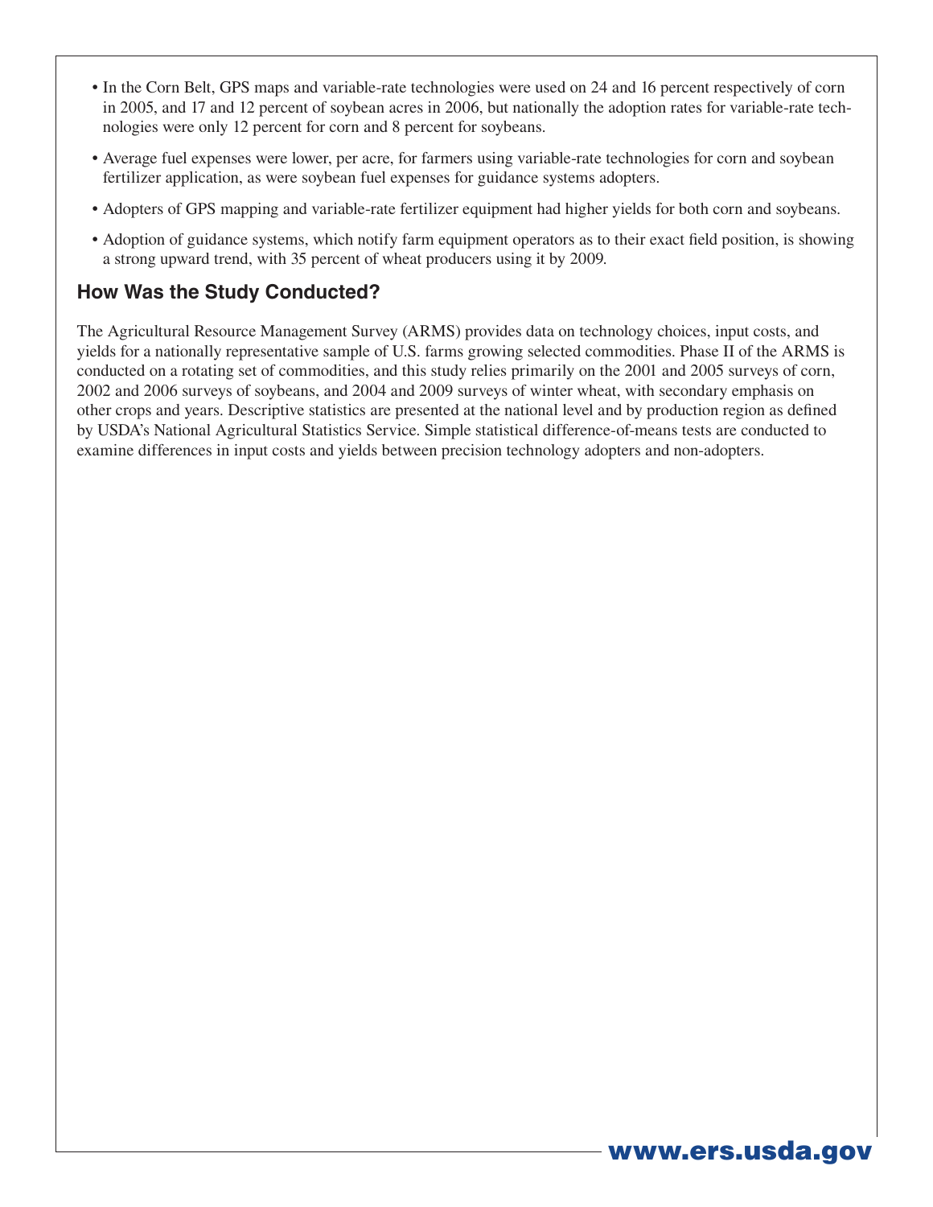- In the Corn Belt, GPS maps and variable-rate technologies were used on 24 and 16 percent respectively of corn in 2005, and 17 and 12 percent of soybean acres in 2006, but nationally the adoption rates for variable-rate technologies were only 12 percent for corn and 8 percent for soybeans.
- Average fuel expenses were lower, per acre, for farmers using variable-rate technologies for corn and soybean fertilizer application, as were soybean fuel expenses for guidance systems adopters.
- Adopters of GPS mapping and variable-rate fertilizer equipment had higher yields for both corn and soybeans.
- Adoption of guidance systems, which notify farm equipment operators as to their exact field position, is showing a strong upward trend, with 35 percent of wheat producers using it by 2009.

## How Was the Study Conducted?

The Agricultural Resource Management Survey (ARMS) provides data on technology choices, input costs, and yields for a nationally representative sample of U.S. farms growing selected commodities. Phase II of the ARMS is conducted on a rotating set of commodities, and this study relies primarily on the 2001 and 2005 surveys of corn, 2002 and 2006 surveys of soybeans, and 2004 and 2009 surveys of winter wheat, with secondary emphasis on other crops and years. Descriptive statistics are presented at the national level and by production region as defined by USDA's National Agricultural Statistics Service. Simple statistical difference-of-means tests are conducted to examine differences in input costs and yields between precision technology adopters and non-adopters.